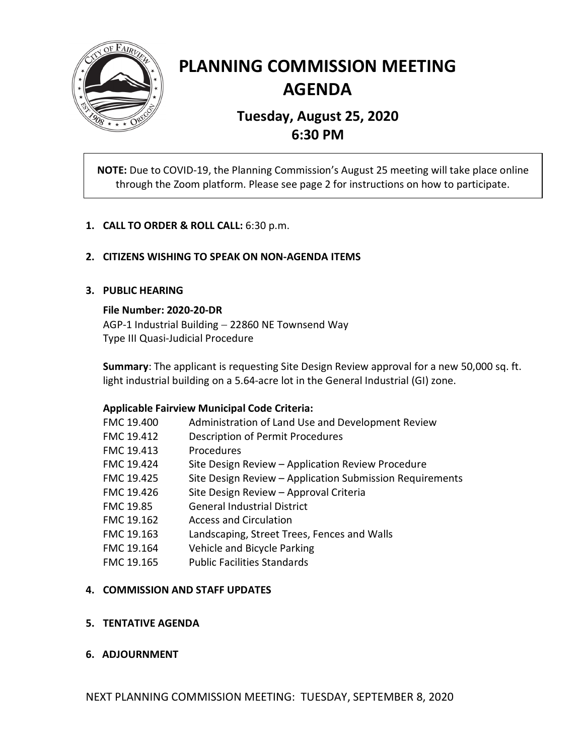# PLANNING COMMISSION MEETING AGENDA

## Tuesday, August 25, 2020
## 6:30 PM

**NOTE:** Due to COVID-19, the Planning Commission's August 25 meeting will take place online through the Zoom platform. Please see page 2 for instructions on how to participate.

1. **CALL TO ORDER & ROLL CALL:** 6:30 p.m.

2. **CITIZENS WISHING TO SPEAK ON NON-AGENDA ITEMS**

3. **PUBLIC HEARING**

   **File Number: 2020-20-DR**
   AGP-1 Industrial Building – 22860 NE Townsend Way
   Type III Quasi-Judicial Procedure

   **Summary**: The applicant is requesting Site Design Review approval for a new 50,000 sq. ft. light industrial building on a 5.64-acre lot in the General Industrial (GI) zone.

   **Applicable Fairview Municipal Code Criteria:**

   | | |
   |---|---|
   | FMC 19.400 | Administration of Land Use and Development Review |
   | FMC 19.412 | Description of Permit Procedures |
   | FMC 19.413 | Procedures |
   | FMC 19.424 | Site Design Review – Application Review Procedure |
   | FMC 19.425 | Site Design Review – Application Submission Requirements |
   | FMC 19.426 | Site Design Review – Approval Criteria |
   | FMC 19.85 | General Industrial District |
   | FMC 19.162 | Access and Circulation |
   | FMC 19.163 | Landscaping, Street Trees, Fences and Walls |
   | FMC 19.164 | Vehicle and Bicycle Parking |
   | FMC 19.165 | Public Facilities Standards |

4. **COMMISSION AND STAFF UPDATES**

5. **TENTATIVE AGENDA**

6. **ADJOURNMENT**

NEXT PLANNING COMMISSION MEETING: TUESDAY, SEPTEMBER 8, 2020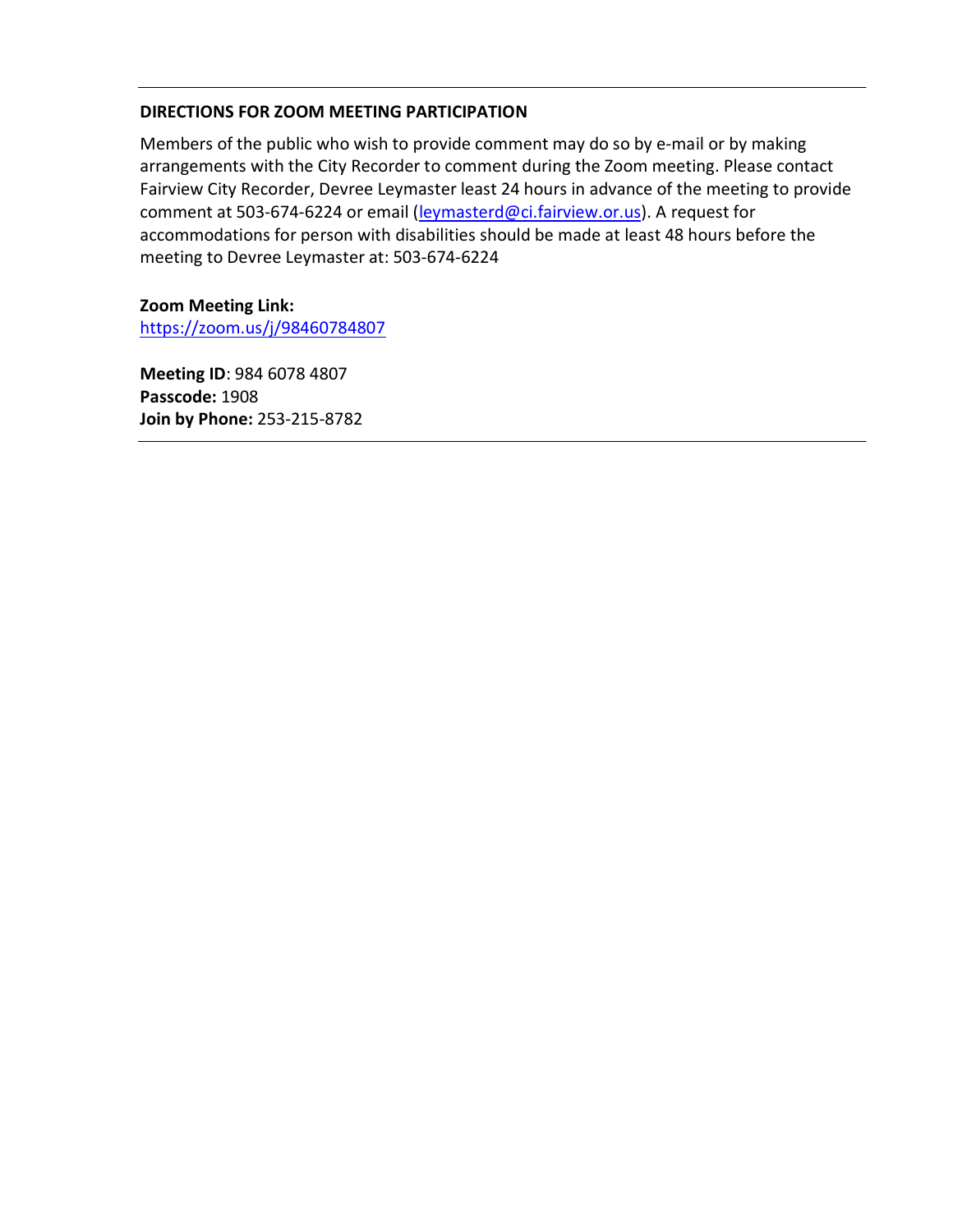---

**DIRECTIONS FOR ZOOM MEETING PARTICIPATION**

Members of the public who wish to provide comment may do so by e-mail or by making arrangements with the City Recorder to comment during the Zoom meeting. Please contact Fairview City Recorder, Devree Leymaster least 24 hours in advance of the meeting to provide comment at 503-674-6224 or email (leymasterd@ci.fairview.or.us). A request for accommodations for person with disabilities should be made at least 48 hours before the meeting to Devree Leymaster at: 503-674-6224

**Zoom Meeting Link:**
https://zoom.us/j/98460784807

**Meeting ID**: 984 6078 4807
**Passcode:** 1908
**Join by Phone:** 253-215-8782

---